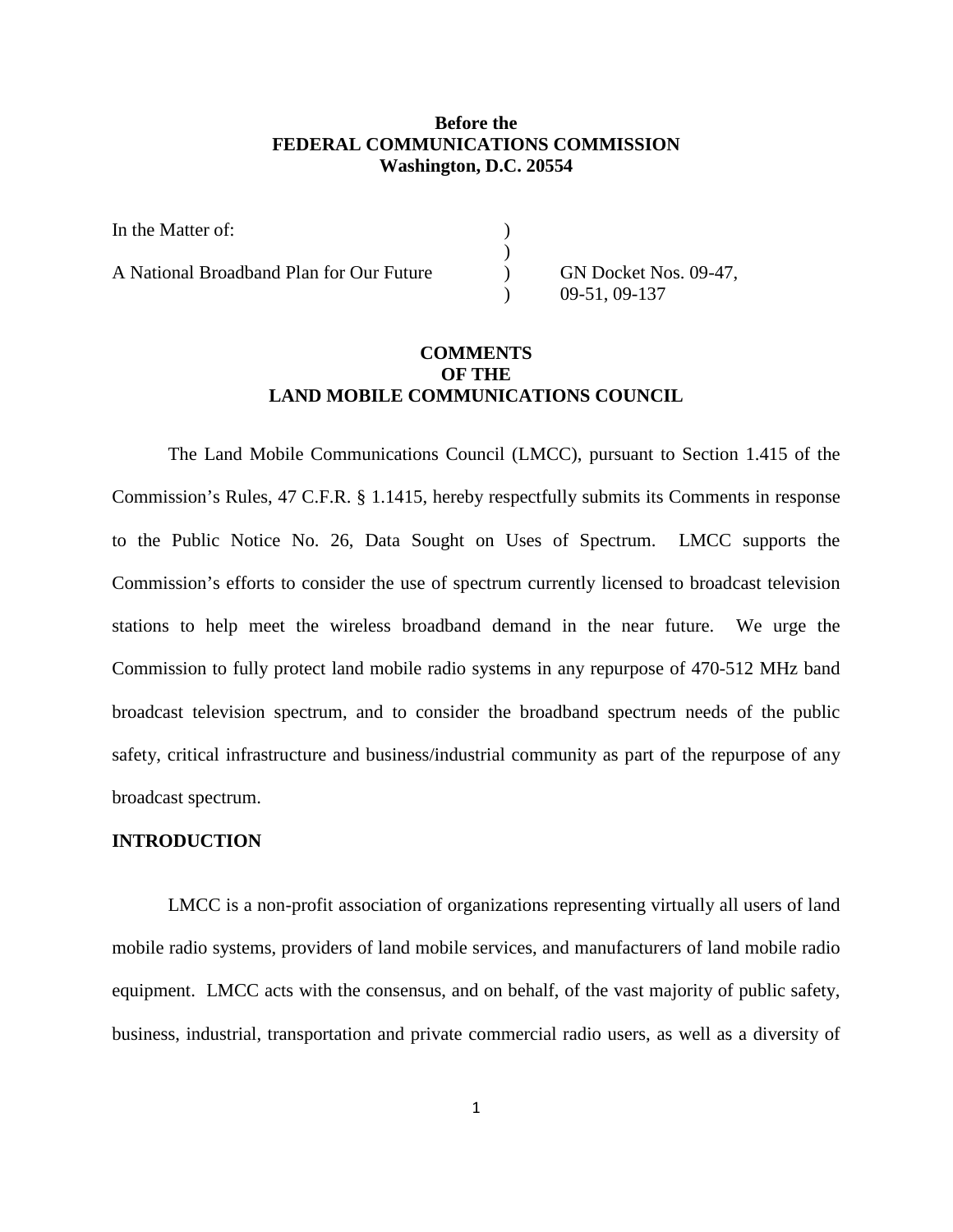**Before the**
**FEDERAL COMMUNICATIONS COMMISSION**
**Washington, D.C. 20554**

| | | |
|---|---|---|
| In the Matter of: | ) | |
| | ) | |
| A National Broadband Plan for Our Future | ) | GN Docket Nos. 09-47, |
| | ) | 09-51, 09-137 |

**COMMENTS**
**OF THE**
**LAND MOBILE COMMUNICATIONS COUNCIL**

The Land Mobile Communications Council (LMCC), pursuant to Section 1.415 of the Commission's Rules, 47 C.F.R. § 1.1415, hereby respectfully submits its Comments in response to the Public Notice No. 26, Data Sought on Uses of Spectrum. LMCC supports the Commission's efforts to consider the use of spectrum currently licensed to broadcast television stations to help meet the wireless broadband demand in the near future. We urge the Commission to fully protect land mobile radio systems in any repurpose of 470-512 MHz band broadcast television spectrum, and to consider the broadband spectrum needs of the public safety, critical infrastructure and business/industrial community as part of the repurpose of any broadcast spectrum.

**INTRODUCTION**

LMCC is a non-profit association of organizations representing virtually all users of land mobile radio systems, providers of land mobile services, and manufacturers of land mobile radio equipment. LMCC acts with the consensus, and on behalf, of the vast majority of public safety, business, industrial, transportation and private commercial radio users, as well as a diversity of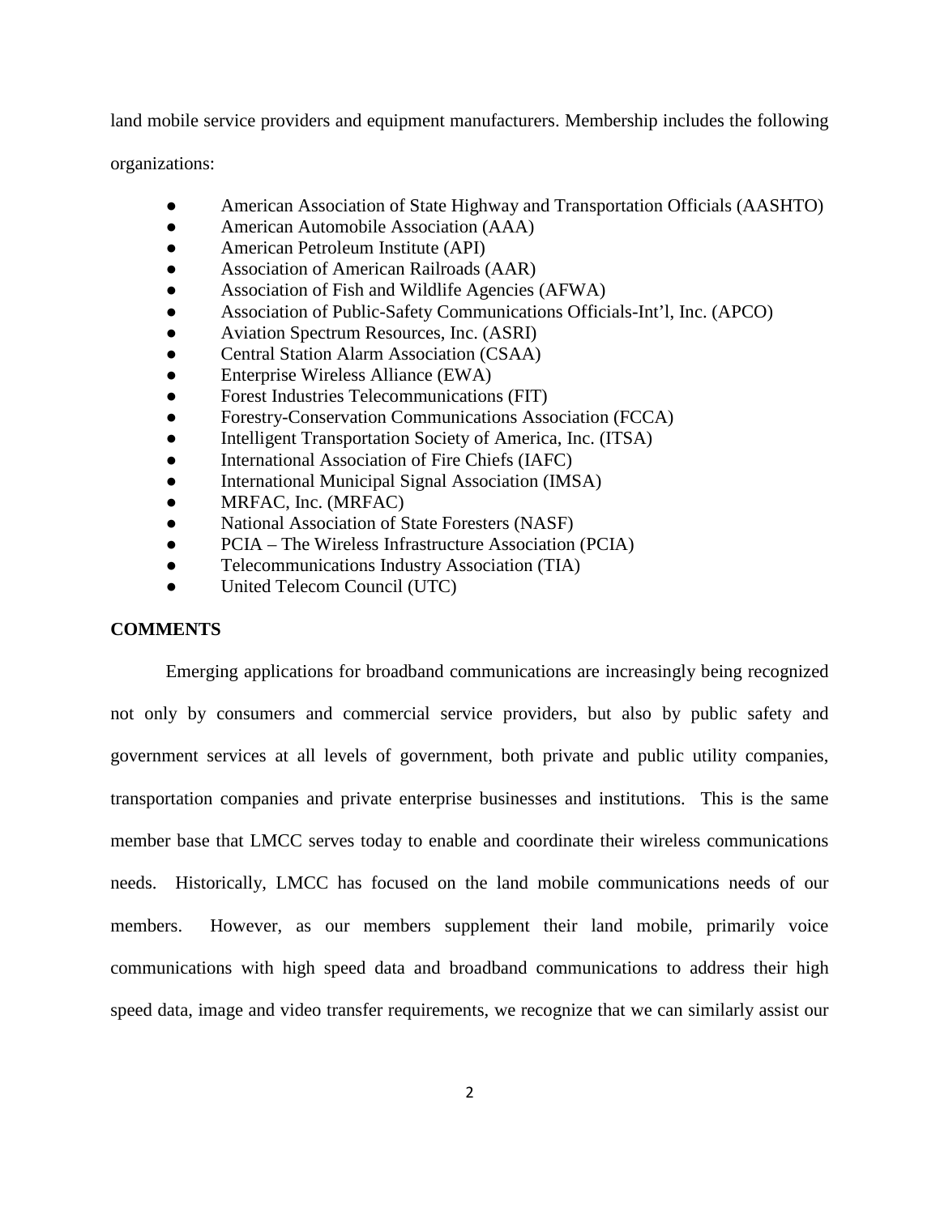land mobile service providers and equipment manufacturers. Membership includes the following organizations:

- American Association of State Highway and Transportation Officials (AASHTO)
- American Automobile Association (AAA)
- American Petroleum Institute (API)
- Association of American Railroads (AAR)
- Association of Fish and Wildlife Agencies (AFWA)
- Association of Public-Safety Communications Officials-Int'l, Inc. (APCO)
- Aviation Spectrum Resources, Inc. (ASRI)
- Central Station Alarm Association (CSAA)
- Enterprise Wireless Alliance (EWA)
- Forest Industries Telecommunications (FIT)
- Forestry-Conservation Communications Association (FCCA)
- Intelligent Transportation Society of America, Inc. (ITSA)
- International Association of Fire Chiefs (IAFC)
- International Municipal Signal Association (IMSA)
- MRFAC, Inc. (MRFAC)
- National Association of State Foresters (NASF)
- PCIA – The Wireless Infrastructure Association (PCIA)
- Telecommunications Industry Association (TIA)
- United Telecom Council (UTC)

**COMMENTS**

Emerging applications for broadband communications are increasingly being recognized not only by consumers and commercial service providers, but also by public safety and government services at all levels of government, both private and public utility companies, transportation companies and private enterprise businesses and institutions. This is the same member base that LMCC serves today to enable and coordinate their wireless communications needs. Historically, LMCC has focused on the land mobile communications needs of our members. However, as our members supplement their land mobile, primarily voice communications with high speed data and broadband communications to address their high speed data, image and video transfer requirements, we recognize that we can similarly assist our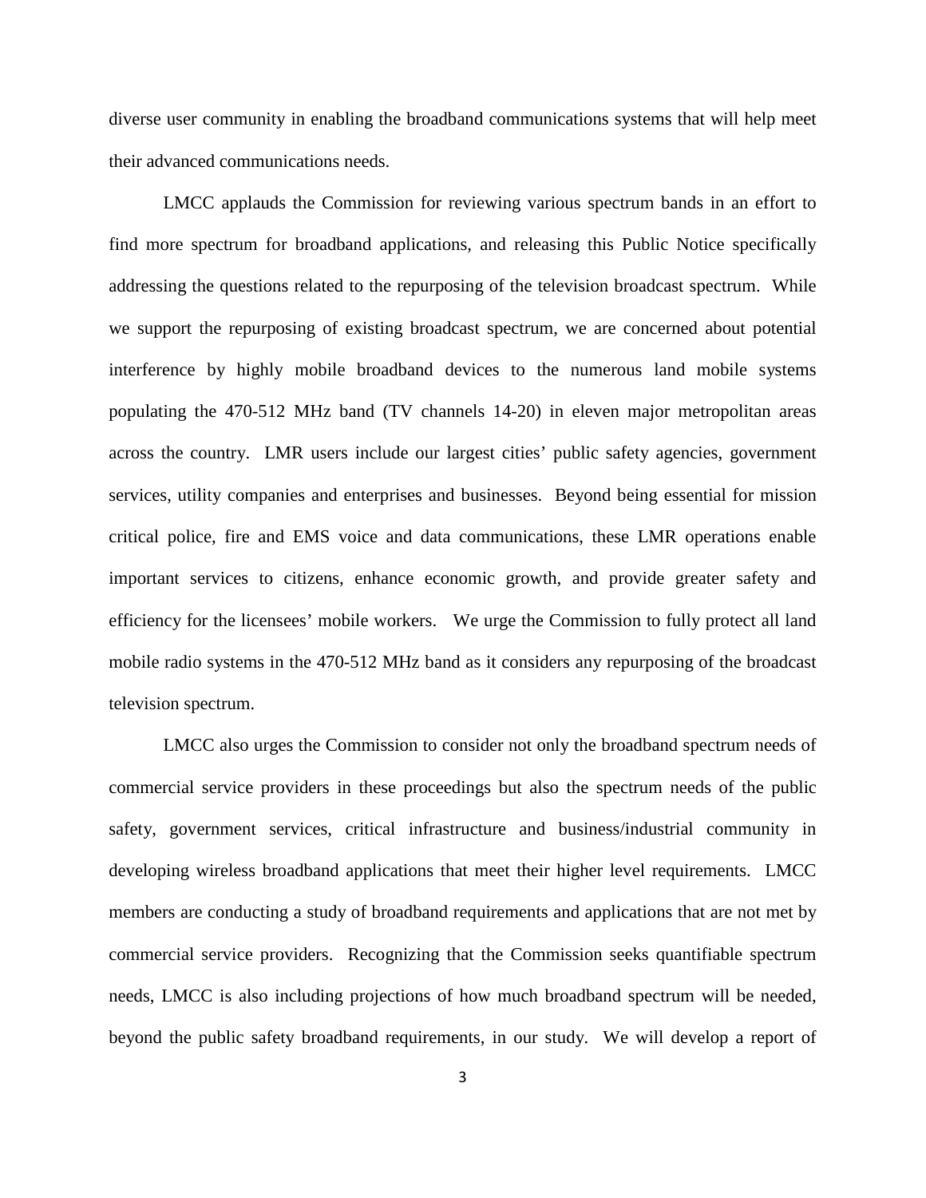diverse user community in enabling the broadband communications systems that will help meet their advanced communications needs.

LMCC applauds the Commission for reviewing various spectrum bands in an effort to find more spectrum for broadband applications, and releasing this Public Notice specifically addressing the questions related to the repurposing of the television broadcast spectrum. While we support the repurposing of existing broadcast spectrum, we are concerned about potential interference by highly mobile broadband devices to the numerous land mobile systems populating the 470-512 MHz band (TV channels 14-20) in eleven major metropolitan areas across the country. LMR users include our largest cities' public safety agencies, government services, utility companies and enterprises and businesses. Beyond being essential for mission critical police, fire and EMS voice and data communications, these LMR operations enable important services to citizens, enhance economic growth, and provide greater safety and efficiency for the licensees' mobile workers. We urge the Commission to fully protect all land mobile radio systems in the 470-512 MHz band as it considers any repurposing of the broadcast television spectrum.

LMCC also urges the Commission to consider not only the broadband spectrum needs of commercial service providers in these proceedings but also the spectrum needs of the public safety, government services, critical infrastructure and business/industrial community in developing wireless broadband applications that meet their higher level requirements. LMCC members are conducting a study of broadband requirements and applications that are not met by commercial service providers. Recognizing that the Commission seeks quantifiable spectrum needs, LMCC is also including projections of how much broadband spectrum will be needed, beyond the public safety broadband requirements, in our study. We will develop a report of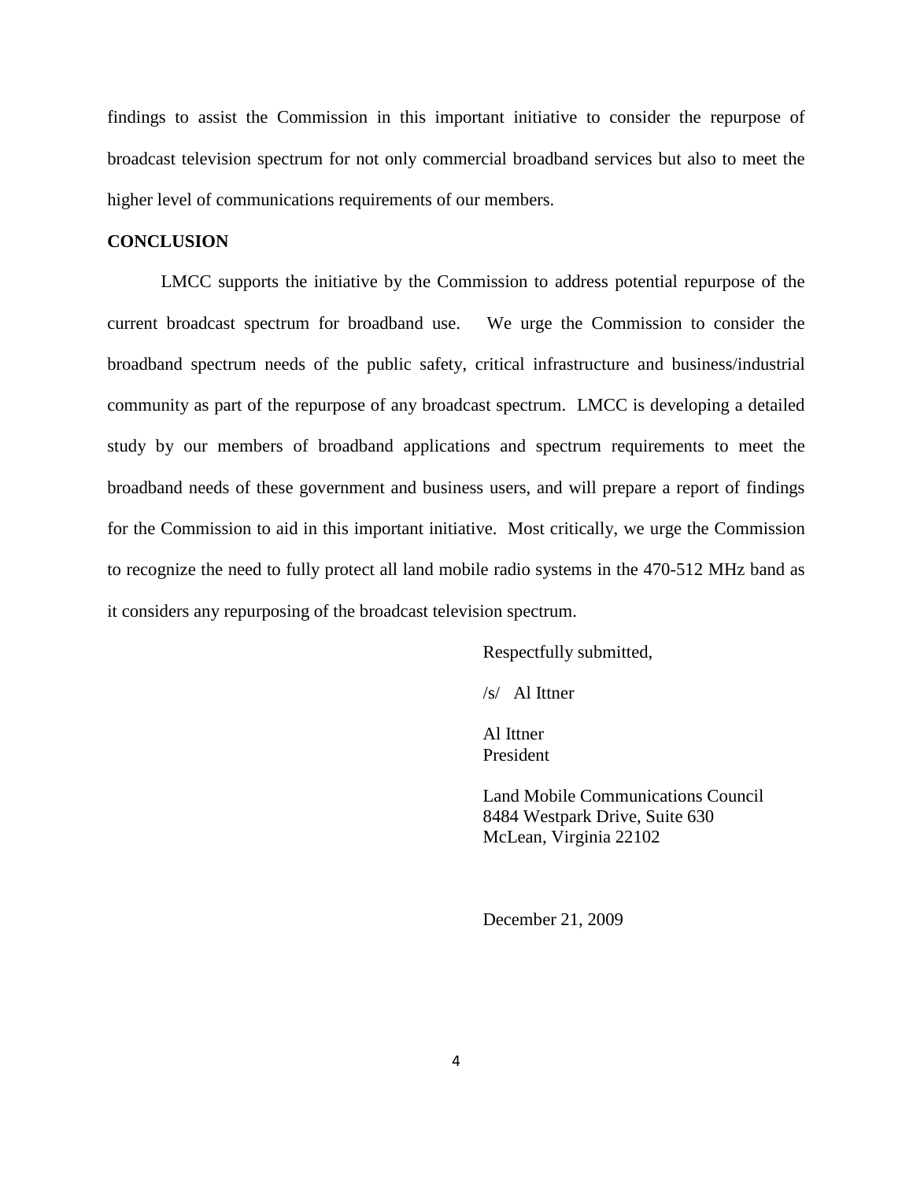findings to assist the Commission in this important initiative to consider the repurpose of broadcast television spectrum for not only commercial broadband services but also to meet the higher level of communications requirements of our members.

**CONCLUSION**

LMCC supports the initiative by the Commission to address potential repurpose of the current broadcast spectrum for broadband use. We urge the Commission to consider the broadband spectrum needs of the public safety, critical infrastructure and business/industrial community as part of the repurpose of any broadcast spectrum. LMCC is developing a detailed study by our members of broadband applications and spectrum requirements to meet the broadband needs of these government and business users, and will prepare a report of findings for the Commission to aid in this important initiative. Most critically, we urge the Commission to recognize the need to fully protect all land mobile radio systems in the 470-512 MHz band as it considers any repurposing of the broadcast television spectrum.

Respectfully submitted,

/s/ Al Ittner

Al Ittner
President

Land Mobile Communications Council
8484 Westpark Drive, Suite 630
McLean, Virginia 22102

December 21, 2009